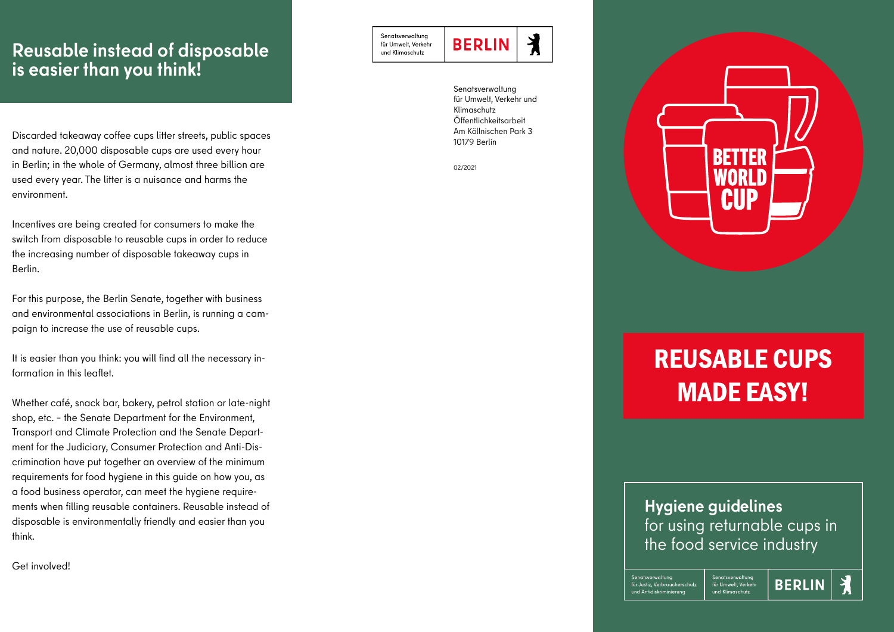## Reusable instead of disposable is easier than you think!

Discarded takeaway coffee cups litter streets, public spaces and nature. 20,000 disposable cups are used every hour in Berlin; in the whole of Germany, almost three billion are used every year. The litter is a nuisance and harms the environment.

Incentives are being created for consumers to make the switch from disposable to reusable cups in order to reduce the increasing number of disposable takeaway cups in Berlin.

For this purpose, the Berlin Senate, together with business and environmental associations in Berlin, is running a campaign to increase the use of reusable cups.

It is easier than you think: you will find all the necessary information in this leaflet.

Whether café, snack bar, bakery, petrol station or late-night shop, etc. – the Senate Department for the Environment, Transport and Climate Protection and the Senate Department for the Judiciary, Consumer Protection and Anti-Discrimination have put together an overview of the minimum requirements for food hygiene in this guide on how you, as a food business operator, can meet the hygiene requirements when filling reusable containers. Reusable instead of disposable is environmentally friendly and easier than you think.

Get involved!

Senatsverwaltung für Umwelt, Verkehr und Klimaschutz | BERLIN

Senatsverwaltung
für Umwelt, Verkehr und Klimaschutz
Öffentlichkeitsarbeit
Am Köllnischen Park 3
10179 Berlin

02/2021

BETTER WORLD CUP

# REUSABLE CUPS MADE EASY!

**Hygiene guidelines**
for using returnable cups in the food service industry

Senatsverwaltung für Justiz, Verbraucherschutz und Antidiskriminierung | Senatsverwaltung für Umwelt, Verkehr und Klimaschutz | BERLIN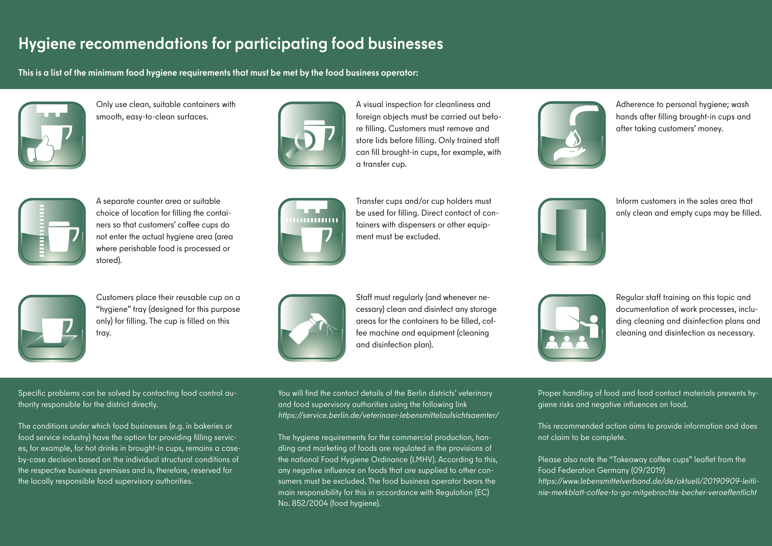# Hygiene recommendations for participating food businesses

**This is a list of the minimum food hygiene requirements that must be met by the food business operator:**

- Only use clean, suitable containers with smooth, easy-to-clean surfaces.
- A visual inspection for cleanliness and foreign objects must be carried out before filling. Customers must remove and store lids before filling. Only trained staff can fill brought-in cups, for example, with a transfer cup.
- Adherence to personal hygiene; wash hands after filling brought-in cups and after taking customers' money.
- A separate counter area or suitable choice of location for filling the containers so that customers' coffee cups do not enter the actual hygiene area (area where perishable food is processed or stored).
- Transfer cups and/or cup holders must be used for filling. Direct contact of containers with dispensers or other equipment must be excluded.
- Inform customers in the sales area that only clean and empty cups may be filled.
- Customers place their reusable cup on a "hygiene" tray (designed for this purpose only) for filling. The cup is filled on this tray.
- Staff must regularly (and whenever necessary) clean and disinfect any storage areas for the containers to be filled, coffee machine and equipment (cleaning and disinfection plan).
- Regular staff training on this topic and documentation of work processes, including cleaning and disinfection plans and cleaning and disinfection as necessary.

Specific problems can be solved by contacting food control authority responsible for the district directly.

The conditions under which food businesses (e.g. in bakeries or food service industry) have the option for providing filling services, for example, for hot drinks in brought-in cups, remains a case-by-case decision based on the individual structural conditions of the respective business premises and is, therefore, reserved for the locally responsible food supervisory authorities.

You will find the contact details of the Berlin districts' veterinary and food supervisory authorities using the following link *https://service.berlin.de/veterinaer-lebensmittelaufsichtsaemter/*

The hygiene requirements for the commercial production, handling and marketing of foods are regulated in the provisions of the national Food Hygiene Ordinance (LMHV). According to this, any negative influence on foods that are supplied to other consumers must be excluded. The food business operator bears the main responsibility for this in accordance with Regulation (EC) No. 852/2004 (food hygiene).

Proper handling of food and food contact materials prevents hygiene risks and negative influences on food.

This recommended action aims to provide information and does not claim to be complete.

Please also note the "Takeaway coffee cups" leaflet from the Food Federation Germany (09/2019) *https://www.lebensmittelverband.de/de/aktuell/20190909-leitlinie-merkblatt-coffee-to-go-mitgebrachte-becher-veroeffentlicht*